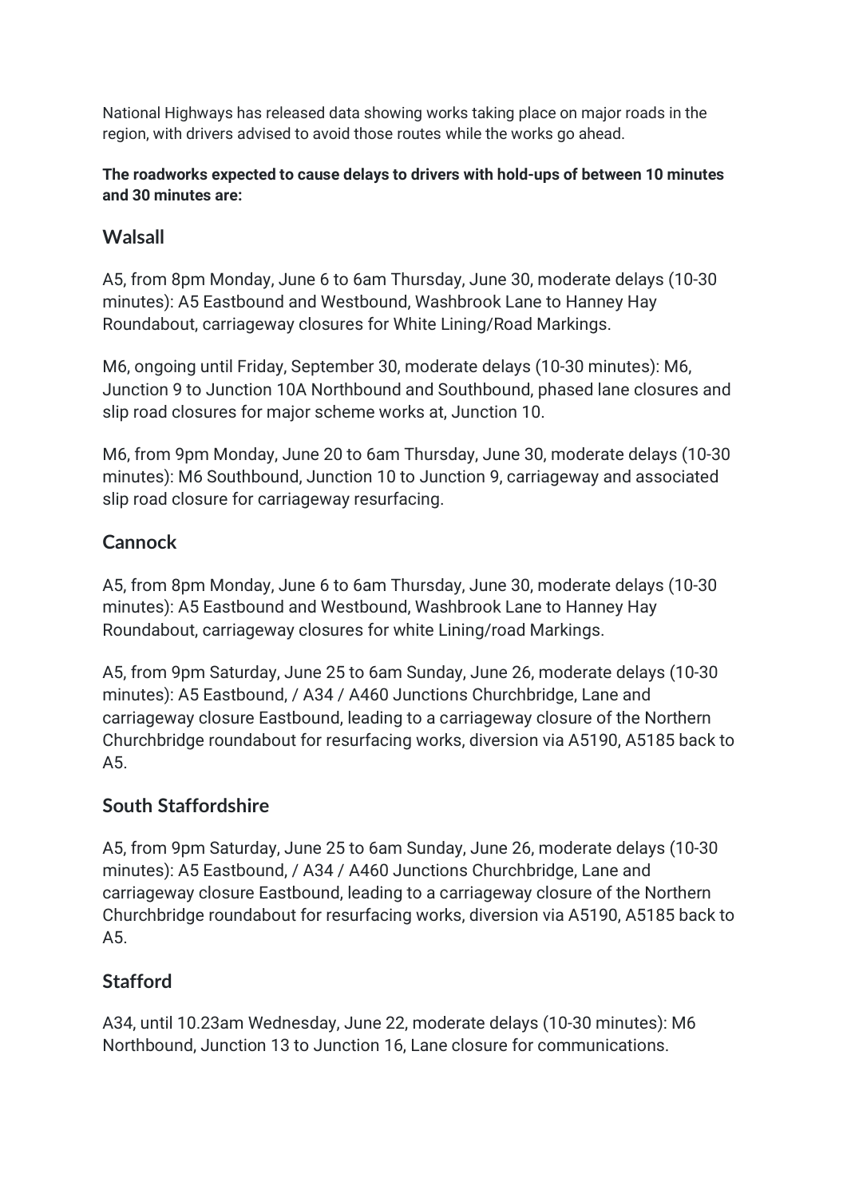National Highways has released data showing works taking place on major roads in the region, with drivers advised to avoid those routes while the works go ahead.

**The roadworks expected to cause delays to drivers with hold-ups of between 10 minutes and 30 minutes are:**

## Walsall

A5, from 8pm Monday, June 6 to 6am Thursday, June 30, moderate delays (10-30 minutes): A5 Eastbound and Westbound, Washbrook Lane to Hanney Hay Roundabout, carriageway closures for White Lining/Road Markings.

M6, ongoing until Friday, September 30, moderate delays (10-30 minutes): M6, Junction 9 to Junction 10A Northbound and Southbound, phased lane closures and slip road closures for major scheme works at, Junction 10.

M6, from 9pm Monday, June 20 to 6am Thursday, June 30, moderate delays (10-30 minutes): M6 Southbound, Junction 10 to Junction 9, carriageway and associated slip road closure for carriageway resurfacing.

## Cannock

A5, from 8pm Monday, June 6 to 6am Thursday, June 30, moderate delays (10-30 minutes): A5 Eastbound and Westbound, Washbrook Lane to Hanney Hay Roundabout, carriageway closures for white Lining/road Markings.

A5, from 9pm Saturday, June 25 to 6am Sunday, June 26, moderate delays (10-30 minutes): A5 Eastbound, / A34 / A460 Junctions Churchbridge, Lane and carriageway closure Eastbound, leading to a carriageway closure of the Northern Churchbridge roundabout for resurfacing works, diversion via A5190, A5185 back to A5.

## South Staffordshire

A5, from 9pm Saturday, June 25 to 6am Sunday, June 26, moderate delays (10-30 minutes): A5 Eastbound, / A34 / A460 Junctions Churchbridge, Lane and carriageway closure Eastbound, leading to a carriageway closure of the Northern Churchbridge roundabout for resurfacing works, diversion via A5190, A5185 back to A5.

## Stafford

A34, until 10.23am Wednesday, June 22, moderate delays (10-30 minutes): M6 Northbound, Junction 13 to Junction 16, Lane closure for communications.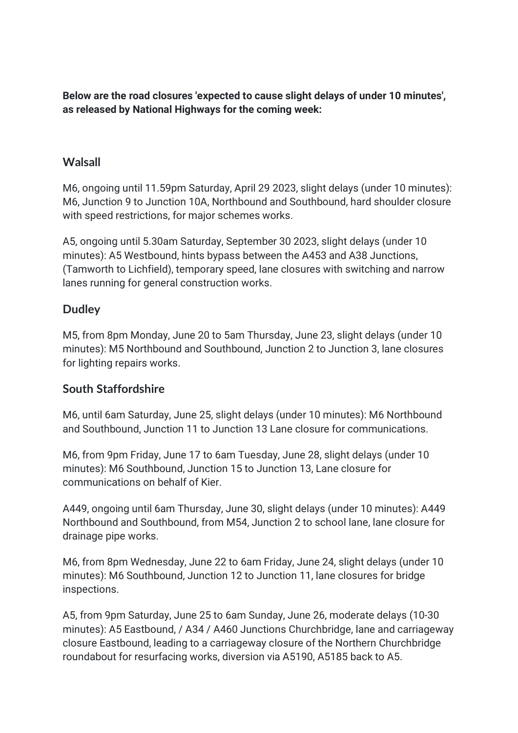**Below are the road closures 'expected to cause slight delays of under 10 minutes', as released by National Highways for the coming week:**

## Walsall

M6, ongoing until 11.59pm Saturday, April 29 2023, slight delays (under 10 minutes): M6, Junction 9 to Junction 10A, Northbound and Southbound, hard shoulder closure with speed restrictions, for major schemes works.

A5, ongoing until 5.30am Saturday, September 30 2023, slight delays (under 10 minutes): A5 Westbound, hints bypass between the A453 and A38 Junctions, (Tamworth to Lichfield), temporary speed, lane closures with switching and narrow lanes running for general construction works.

## Dudley

M5, from 8pm Monday, June 20 to 5am Thursday, June 23, slight delays (under 10 minutes): M5 Northbound and Southbound, Junction 2 to Junction 3, lane closures for lighting repairs works.

## South Staffordshire

M6, until 6am Saturday, June 25, slight delays (under 10 minutes): M6 Northbound and Southbound, Junction 11 to Junction 13 Lane closure for communications.

M6, from 9pm Friday, June 17 to 6am Tuesday, June 28, slight delays (under 10 minutes): M6 Southbound, Junction 15 to Junction 13, Lane closure for communications on behalf of Kier.

A449, ongoing until 6am Thursday, June 30, slight delays (under 10 minutes): A449 Northbound and Southbound, from M54, Junction 2 to school lane, lane closure for drainage pipe works.

M6, from 8pm Wednesday, June 22 to 6am Friday, June 24, slight delays (under 10 minutes): M6 Southbound, Junction 12 to Junction 11, lane closures for bridge inspections.

A5, from 9pm Saturday, June 25 to 6am Sunday, June 26, moderate delays (10-30 minutes): A5 Eastbound, / A34 / A460 Junctions Churchbridge, lane and carriageway closure Eastbound, leading to a carriageway closure of the Northern Churchbridge roundabout for resurfacing works, diversion via A5190, A5185 back to A5.